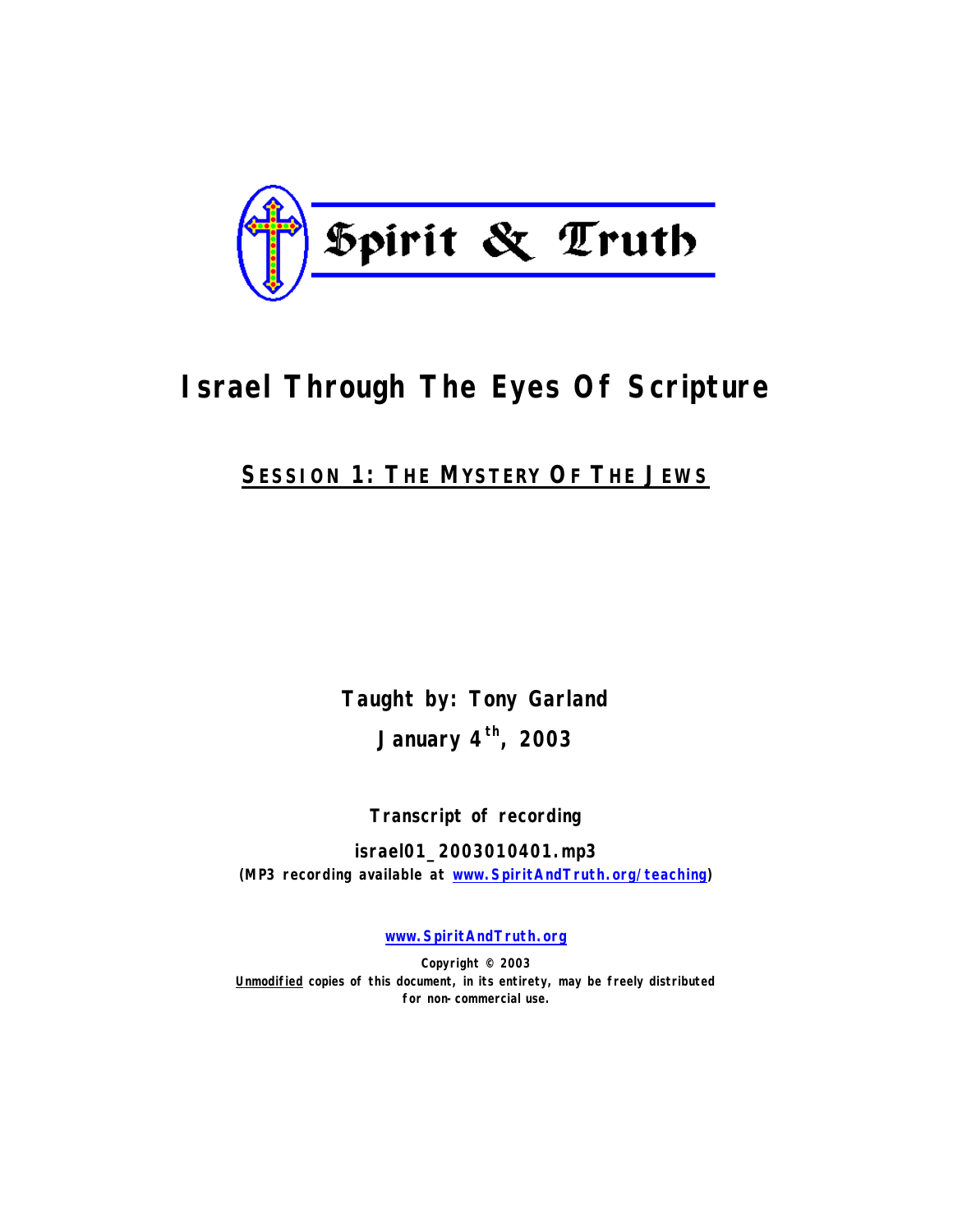Spirit & Truth

# Israel Through The Eyes Of Scripture

## SESSION 1: THE MYSTERY OF THE JEWS

**Taught by: Tony Garland**

**January 4th, 2003**

**Transcript of recording**

**israel01_2003010401.mp3**
**(MP3 recording available at www.SpiritAndTruth.org/teaching)**

**www.SpiritAndTruth.org**

**Copyright © 2003**
**Unmodified copies of this document, in its entirety, may be freely distributed for non-commercial use.**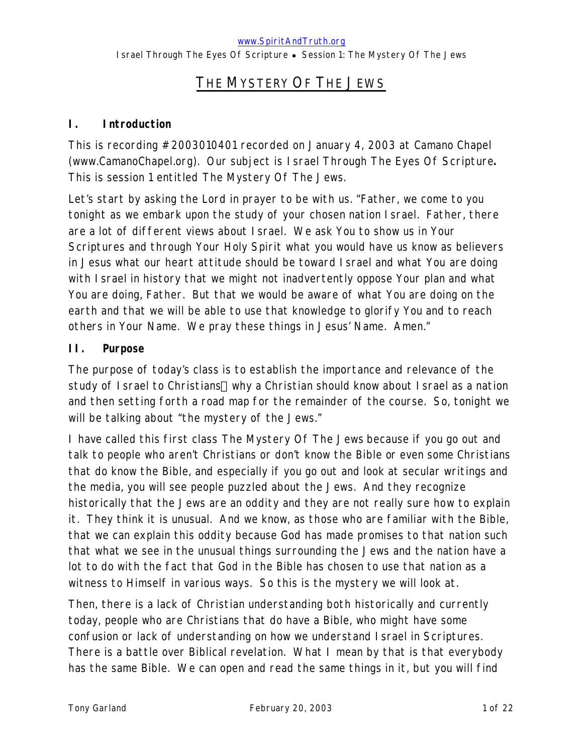# THE MYSTERY OF THE JEWS

## I. Introduction

This is recording #2003010401 recorded on January 4, 2003 at Camano Chapel (www.CamanoChapel.org). Our subject is Israel Through The Eyes Of Scripture**.** This is session 1 entitled The Mystery Of The Jews.

Let's start by asking the Lord in prayer to be with us. "Father, we come to you tonight as we embark upon the study of your chosen nation Israel. Father, there are a lot of different views about Israel. We ask You to show us in Your Scriptures and through Your Holy Spirit what you would have us know as believers in Jesus what our heart attitude should be toward Israel and what You are doing with Israel in history that we might not inadvertently oppose Your plan and what You are doing, Father. But that we would be aware of what You are doing on the earth and that we will be able to use that knowledge to glorify You and to reach others in Your Name. We pray these things in Jesus' Name. Amen."

## II. Purpose

The purpose of today's class is to establish the importance and relevance of the study of Israel to Christians why a Christian should know about Israel as a nation and then setting forth a road map for the remainder of the course. So, tonight we will be talking about "the mystery of the Jews."

I have called this first class The Mystery Of The Jews because if you go out and talk to people who aren't Christians or don't know the Bible or even some Christians that do know the Bible, and especially if you go out and look at secular writings and the media, you will see people puzzled about the Jews. And they recognize historically that the Jews are an oddity and they are not really sure how to explain it. They think it is unusual. And we know, as those who are familiar with the Bible, that we can explain this oddity because God has made promises to that nation such that what we see in the unusual things surrounding the Jews and the nation have a lot to do with the fact that God in the Bible has chosen to use that nation as a witness to Himself in various ways. So this is the mystery we will look at.

Then, there is a lack of Christian understanding both historically and currently today, people who are Christians that do have a Bible, who might have some confusion or lack of understanding on how we understand Israel in Scriptures. There is a battle over Biblical revelation. What I mean by that is that everybody has the same Bible. We can open and read the same things in it, but you will find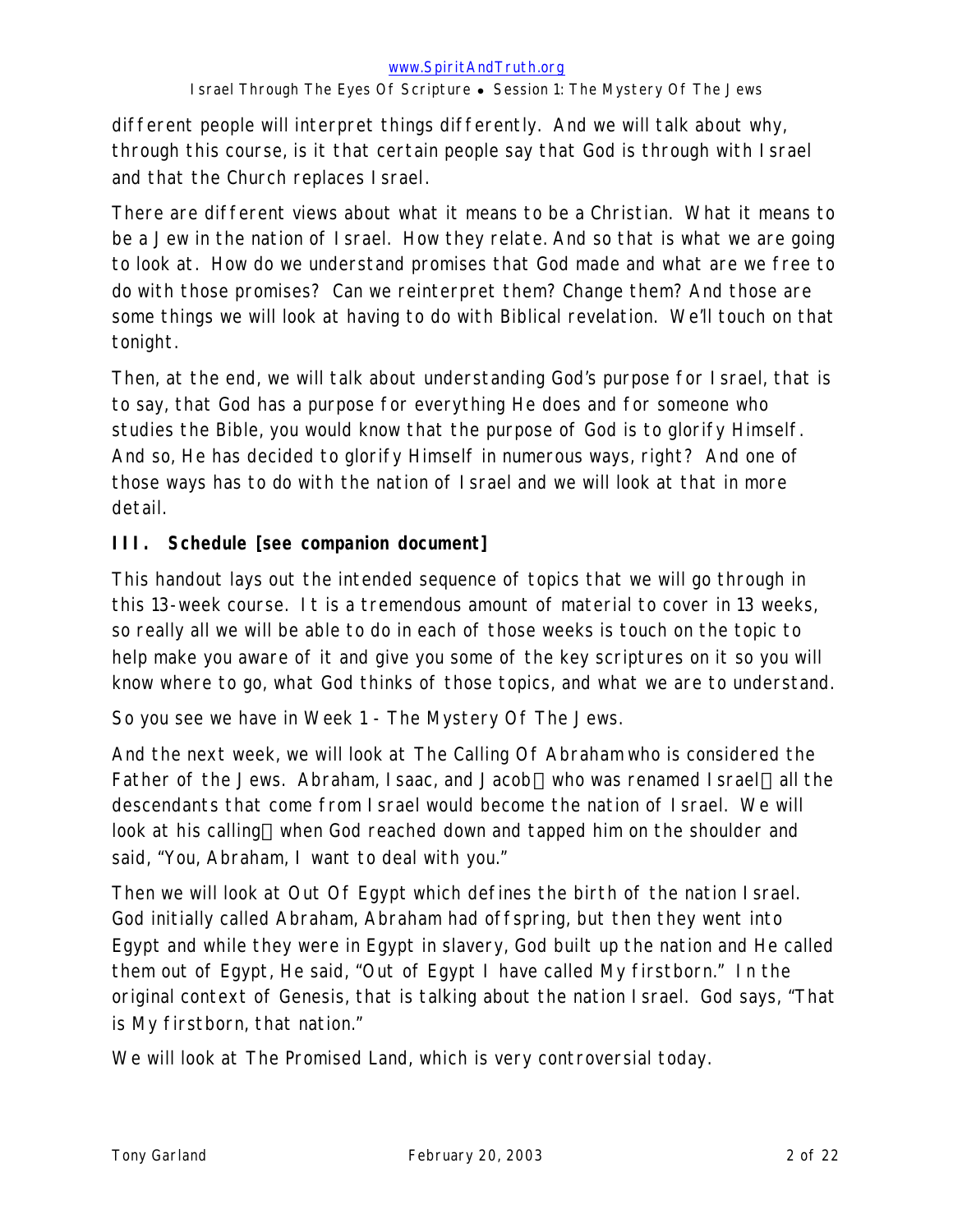different people will interpret things differently. And we will talk about why, through this course, is it that certain people say that God is through with Israel and that the Church replaces Israel.

There are different views about what it means to be a Christian. What it means to be a Jew in the nation of Israel. How they relate. And so that is what we are going to look at. How do we understand promises that God made and what are we free to do with those promises? Can we reinterpret them? Change them? And those are some things we will look at having to do with Biblical revelation. We'll touch on that tonight.

Then, at the end, we will talk about understanding God's purpose for Israel, that is to say, that God has a purpose for everything He does and for someone who studies the Bible, you would know that the purpose of God is to glorify Himself. And so, He has decided to glorify Himself in numerous ways, right? And one of those ways has to do with the nation of Israel and we will look at that in more detail.

## III. Schedule [see companion document]

This handout lays out the intended sequence of topics that we will go through in this 13-week course. It is a tremendous amount of material to cover in 13 weeks, so really all we will be able to do in each of those weeks is touch on the topic to help make you aware of it and give you some of the key scriptures on it so you will know where to go, what God thinks of those topics, and what we are to understand.

So you see we have in Week 1 - The Mystery Of The Jews.

And the next week, we will look at The Calling Of Abraham who is considered the Father of the Jews. Abraham, Isaac, and Jacob—who was renamed Israel—all the descendants that come from Israel would become the nation of Israel. We will look at his calling—when God reached down and tapped him on the shoulder and said, "You, Abraham, I want to deal with you."

Then we will look at Out Of Egypt which defines the birth of the nation Israel. God initially called Abraham, Abraham had offspring, but then they went into Egypt and while they were in Egypt in slavery, God built up the nation and He called them out of Egypt, He said, "Out of Egypt I have called My firstborn." In the original context of Genesis, that is talking about the nation Israel. God says, "That is My firstborn, that nation."

We will look at The Promised Land, which is very controversial today.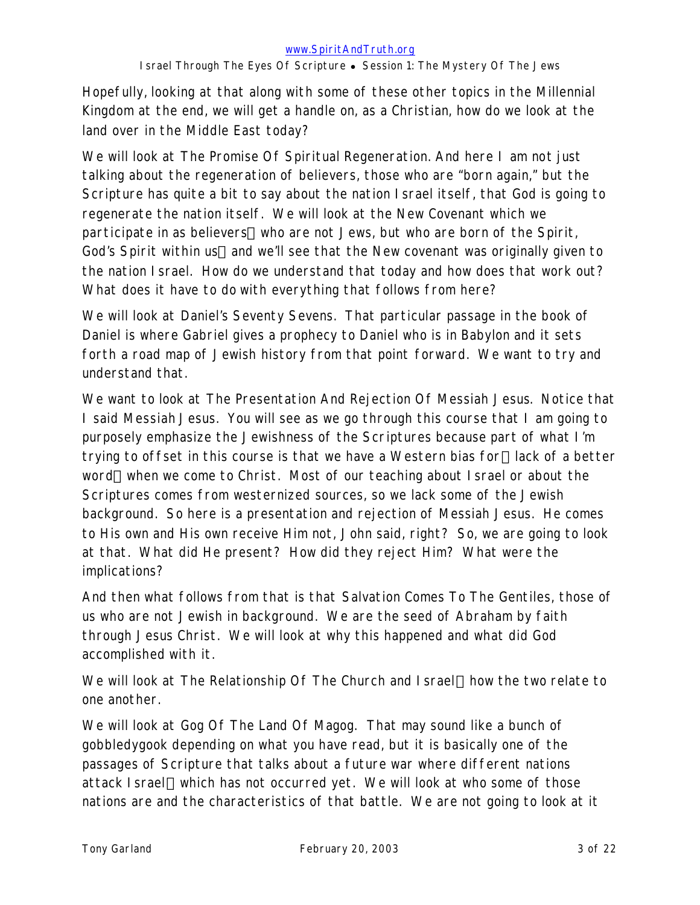Hopefully, looking at that along with some of these other topics in the Millennial Kingdom at the end, we will get a handle on, as a Christian, how do we look at the land over in the Middle East today?

We will look at The Promise Of Spiritual Regeneration. And here I am not just talking about the regeneration of believers, those who are "born again," but the Scripture has quite a bit to say about the nation Israel itself, that God is going to regenerate the nation itself. We will look at the New Covenant which we participate in as believers who are not Jews, but who are born of the Spirit, God's Spirit within us and we'll see that the New covenant was originally given to the nation Israel. How do we understand that today and how does that work out? What does it have to do with everything that follows from here?

We will look at Daniel's Seventy Sevens. That particular passage in the book of Daniel is where Gabriel gives a prophecy to Daniel who is in Babylon and it sets forth a road map of Jewish history from that point forward. We want to try and understand that.

We want to look at The Presentation And Rejection Of Messiah Jesus. Notice that I said Messiah Jesus. You will see as we go through this course that I am going to purposely emphasize the Jewishness of the Scriptures because part of what I'm trying to offset in this course is that we have a Western bias for lack of a better word when we come to Christ. Most of our teaching about Israel or about the Scriptures comes from westernized sources, so we lack some of the Jewish background. So here is a presentation and rejection of Messiah Jesus. He comes to His own and His own receive Him not, John said, right? So, we are going to look at that. What did He present? How did they reject Him? What were the implications?

And then what follows from that is that Salvation Comes To The Gentiles, those of us who are not Jewish in background. We are the seed of Abraham by faith through Jesus Christ. We will look at why this happened and what did God accomplished with it.

We will look at The Relationship Of The Church and Israel how the two relate to one another.

We will look at Gog Of The Land Of Magog. That may sound like a bunch of gobbledygook depending on what you have read, but it is basically one of the passages of Scripture that talks about a future war where different nations attack Israel which has not occurred yet. We will look at who some of those nations are and the characteristics of that battle. We are not going to look at it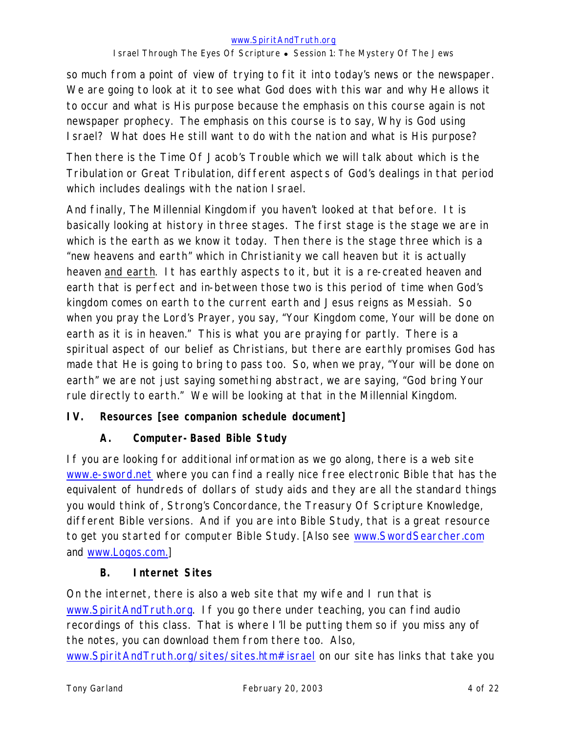so much from a point of view of trying to fit it into today's news or the newspaper. We are going to look at it to see what God does with this war and why He allows it to occur and what is His purpose because the emphasis on this course again is not newspaper prophecy. The emphasis on this course is to say, Why is God using Israel? What does He still want to do with the nation and what is His purpose?

Then there is the *Time Of Jacob's Trouble* which we will talk about which is the Tribulation or Great Tribulation, different aspects of God's dealings in that period which includes dealings with the nation Israel.

And finally, *The Millennial Kingdom* if you haven't looked at that before. It is basically looking at history in three stages. The first stage is the stage we are in which is the earth as we know it today. Then there is the stage three which is a "new heavens and earth" which in Christianity we call heaven but it is actually heaven and earth. It has earthly aspects to it, but it is a re-created heaven and earth that is perfect and in-between those two is this period of time when God's kingdom comes on earth to the current earth and Jesus reigns as Messiah. So when you pray the Lord's Prayer, you say, "Your Kingdom come, Your will be done on earth as it is in heaven." This is what you are praying for partly. There is a spiritual aspect of our belief as Christians, but there are earthly promises God has made that He is going to bring to pass too. So, when we pray, "Your will be done on earth" we are not just saying something abstract, we are saying, "God bring Your rule directly to earth." We will be looking at that in the Millennial Kingdom.

## IV. Resources [see companion schedule document]

### A. Computer-Based Bible Study

If you are looking for additional information as we go along, there is a web site www.e-sword.net where you can find a really nice free electronic Bible that has the equivalent of hundreds of dollars of study aids and they are all the standard things you would think of, Strong's Concordance, the Treasury Of Scripture Knowledge, different Bible versions. And if you are into Bible Study, that is a great resource to get you started for computer Bible Study. [Also see www.SwordSearcher.com and www.Logos.com.]

### B. Internet Sites

On the internet, there is also a web site that my wife and I run that is www.SpiritAndTruth.org. If you go there under teaching, you can find audio recordings of this class. That is where I'll be putting them so if you miss any of the notes, you can download them from there too. Also, www.SpiritAndTruth.org/sites/sites.htm#israel on our site has links that take you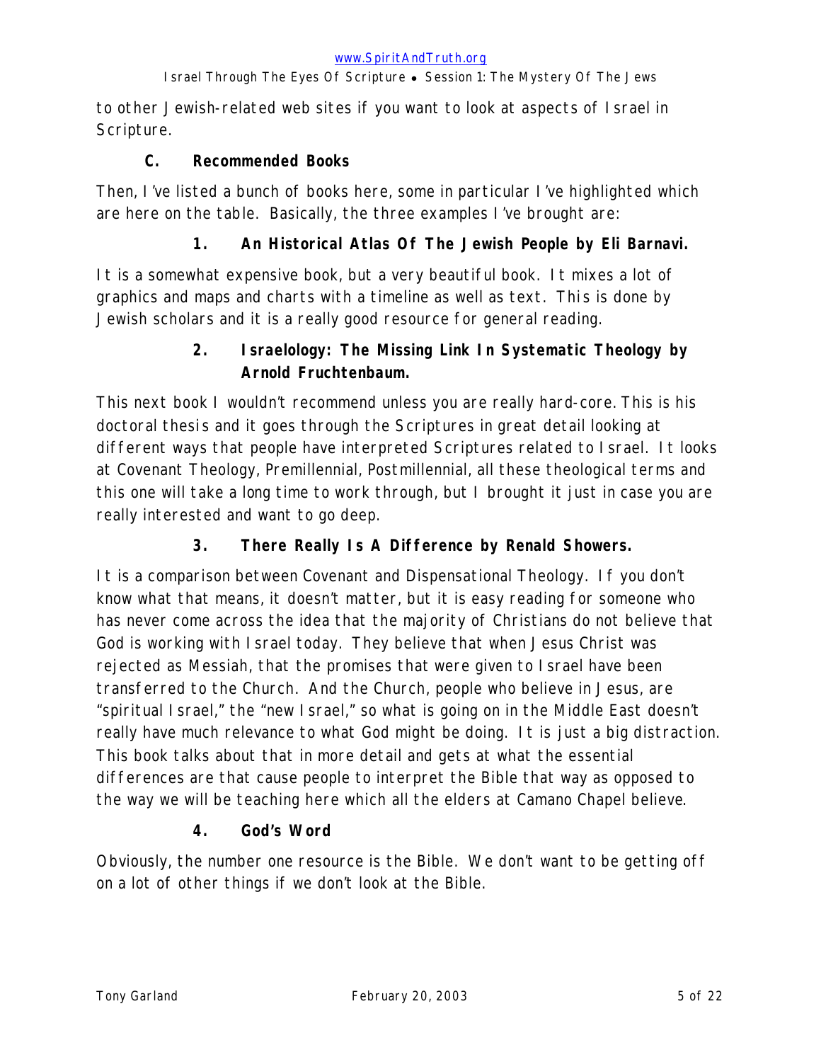to other Jewish-related web sites if you want to look at aspects of Israel in Scripture.

### C. Recommended Books

Then, I've listed a bunch of books here, some in particular I've highlighted which are here on the table. Basically, the three examples I've brought are:

#### 1. An Historical Atlas Of The Jewish People by Eli Barnavi.

It is a somewhat expensive book, but a very beautiful book. It mixes a lot of graphics and maps and charts with a timeline as well as text. This is done by Jewish scholars and it is a really good resource for general reading.

#### 2. Israelology: The Missing Link In Systematic Theology by Arnold Fruchtenbaum.

This next book I wouldn't recommend unless you are really hard-core. This is his doctoral thesis and it goes through the Scriptures in great detail looking at different ways that people have interpreted Scriptures related to Israel. It looks at Covenant Theology, Premillennial, Postmillennial, all these theological terms and this one will take a long time to work through, but I brought it just in case you are really interested and want to go deep.

#### 3. There Really Is A Difference by Renald Showers.

It is a comparison between Covenant and Dispensational Theology. If you don't know what that means, it doesn't matter, but it is easy reading for someone who has never come across the idea that the majority of Christians do not believe that God is working with Israel today. They believe that when Jesus Christ was rejected as Messiah, that the promises that were given to Israel have been transferred to the Church. And the Church, people who believe in Jesus, are "spiritual Israel," the "new Israel," so what is going on in the Middle East doesn't really have much relevance to what God might be doing. It is just a big distraction. This book talks about that in more detail and gets at what the essential differences are that cause people to interpret the Bible that way as opposed to the way we will be teaching here which all the elders at Camano Chapel believe.

#### 4. God's Word

Obviously, the number one resource is the Bible. We don't want to be getting off on a lot of other things if we don't look at the Bible.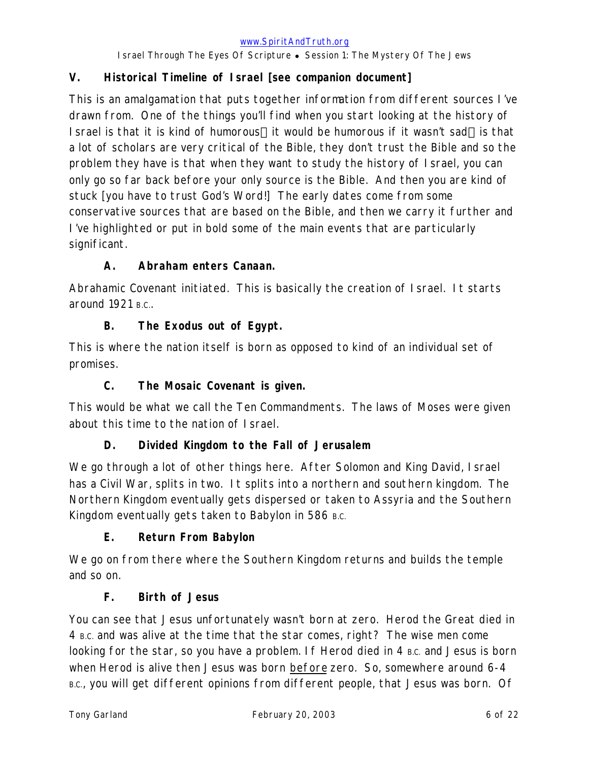## V. Historical Timeline of Israel [see companion document]

This is an amalgamation that puts together information from different sources I've drawn from. One of the things you'll find when you start looking at the history of Israel is that it is kind of humorous—it would be humorous if it wasn't sad—is that a lot of scholars are very critical of the Bible, they don't trust the Bible and so the problem they have is that when they want to study the history of Israel, you can only go so far back before your only source is the Bible. And then you are kind of stuck [you have to trust God's Word!] The early dates come from some conservative sources that are based on the Bible, and then we carry it further and I've highlighted or put in bold some of the main events that are particularly significant.

### A. Abraham enters Canaan.

Abrahamic Covenant initiated. This is basically the creation of Israel. It starts around 1921 B.C..

### B. The Exodus out of Egypt.

This is where the nation itself is born as opposed to kind of an individual set of promises.

### C. The Mosaic Covenant is given.

This would be what we call the Ten Commandments. The laws of Moses were given about this time to the nation of Israel.

### D. Divided Kingdom to the Fall of Jerusalem

We go through a lot of other things here. After Solomon and King David, Israel has a Civil War, splits in two. It splits into a northern and southern kingdom. The Northern Kingdom eventually gets dispersed or taken to Assyria and the Southern Kingdom eventually gets taken to Babylon in 586 B.C.

### E. Return From Babylon

We go on from there where the Southern Kingdom returns and builds the temple and so on.

### F. Birth of Jesus

You can see that Jesus unfortunately wasn't born at zero. Herod the Great died in 4 B.C. and was alive at the time that the star comes, right? The wise men come looking for the star, so you have a problem. If Herod died in 4 B.C. and Jesus is born when Herod is alive then Jesus was born <u>before</u> zero. So, somewhere around 6-4 B.C., you will get different opinions from different people, that Jesus was born. Of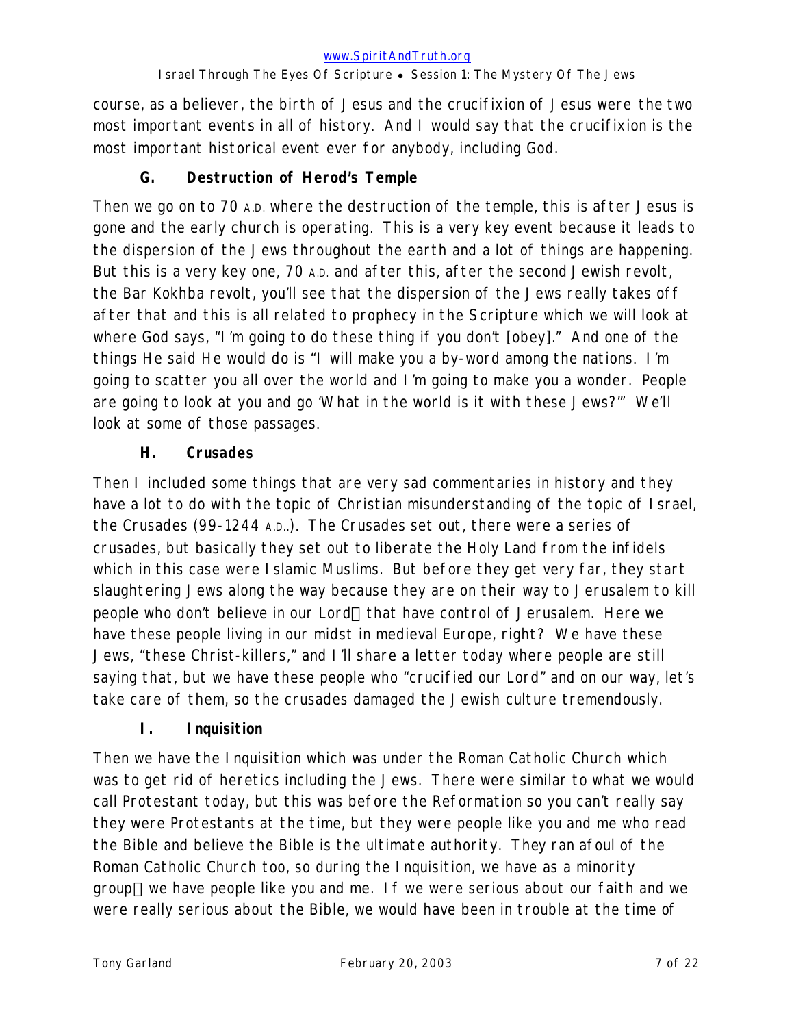course, as a believer, the birth of Jesus and the crucifixion of Jesus were the two most important events in all of history. And I would say that the crucifixion is the most important historical event ever for anybody, including God.

### G. Destruction of Herod's Temple

Then we go on to 70 A.D. where the destruction of the temple, this is after Jesus is gone and the early church is operating. This is a very key event because it leads to the dispersion of the Jews throughout the earth and a lot of things are happening. But this is a very key one, 70 A.D. and after this, after the second Jewish revolt, the Bar Kokhba revolt, you'll see that the dispersion of the Jews really takes off after that and this is all related to prophecy in the Scripture which we will look at where God says, "I'm going to do these thing if you don't [obey]." And one of the things He said He would do is "I will make you a by-word among the nations. I'm going to scatter you all over the world and I'm going to make you a wonder. People are going to look at you and go 'What in the world is it with these Jews?'" We'll look at some of those passages.

### H. Crusades

Then I included some things that are very sad commentaries in history and they have a lot to do with the topic of Christian misunderstanding of the topic of Israel, the Crusades (99-1244 A.D.). The Crusades set out, there were a series of crusades, but basically they set out to liberate the Holy Land from the infidels which in this case were Islamic Muslims. But before they get very far, they start slaughtering Jews along the way because they are on their way to Jerusalem to kill people who don't believe in our Lord—that have control of Jerusalem. Here we have these people living in our midst in medieval Europe, right? We have these Jews, "these Christ-killers," and I'll share a letter today where people are still saying that, but we have these people who "crucified our Lord" and on our way, let's take care of them, so the crusades damaged the Jewish culture tremendously.

### I. Inquisition

Then we have the Inquisition which was under the Roman Catholic Church which was to get rid of heretics including the Jews. There were similar to what we would call Protestant today, but this was before the Reformation so you can't really say they were Protestants at the time, but they were people like you and me who read the Bible and believe the Bible is the ultimate authority. They ran afoul of the Roman Catholic Church too, so during the Inquisition, we have as a minority group—we have people like you and me. If we were serious about our faith and we were really serious about the Bible, we would have been in trouble at the time of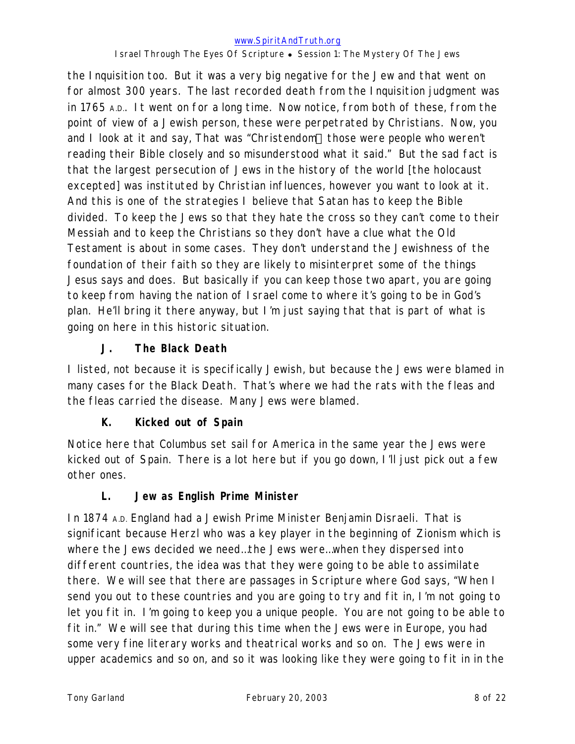the Inquisition too. But it was a very big negative for the Jew and that went on for almost 300 years. The last recorded death from the Inquisition judgment was in 1765 A.D.. It went on for a long time. Now notice, from both of these, from the point of view of a Jewish person, these were perpetrated by Christians. Now, you and I look at it and say, That was "Christendom those were people who weren't reading their Bible closely and so misunderstood what it said." But the sad fact is that the largest persecution of Jews in the history of the world [the holocaust excepted] was instituted by Christian influences, however you want to look at it. And this is one of the strategies I believe that Satan has to keep the Bible divided. To keep the Jews so that they hate the cross so they can't come to their Messiah and to keep the Christians so they don't have a clue what the Old Testament is about in some cases. They don't understand the Jewishness of the foundation of their faith so they are likely to misinterpret some of the things Jesus says and does. But basically if you can keep those two apart, you are going to keep from having the nation of Israel come to where it's going to be in God's plan. He'll bring it there anyway, but I'm just saying that that is part of what is going on here in this historic situation.

### J. The Black Death

I listed, not because it is specifically Jewish, but because the Jews were blamed in many cases for the Black Death. That's where we had the rats with the fleas and the fleas carried the disease. Many Jews were blamed.

### K. Kicked out of Spain

Notice here that Columbus set sail for America in the same year the Jews were kicked out of Spain. There is a lot here but if you go down, I'll just pick out a few other ones.

### L. Jew as English Prime Minister

In 1874 A.D. England had a Jewish Prime Minister Benjamin Disraeli. That is significant because Herzl who was a key player in the beginning of Zionism which is where the Jews decided we need…the Jews were…when they dispersed into different countries, the idea was that they were going to be able to assimilate there. We will see that there are passages in Scripture where God says, "When I send you out to these countries and you are going to try and fit in, I'm not going to let you fit in. I'm going to keep you a unique people. You are not going to be able to fit in." We will see that during this time when the Jews were in Europe, you had some very fine literary works and theatrical works and so on. The Jews were in upper academics and so on, and so it was looking like they were going to fit in in the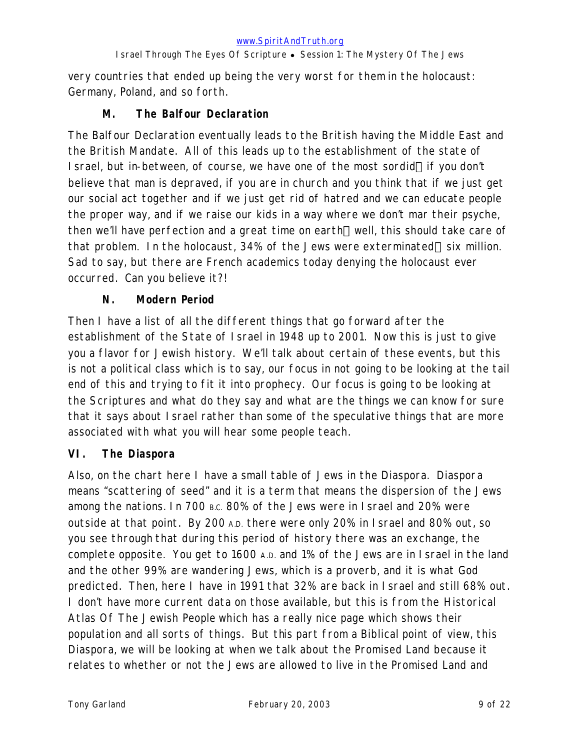very countries that ended up being the very worst for them in the holocaust: Germany, Poland, and so forth.

### M. The Balfour Declaration

The Balfour Declaration eventually leads to the British having the Middle East and the British Mandate. All of this leads up to the establishment of the state of Israel, but in-between, of course, we have one of the most sordid—if you don't believe that man is depraved, if you are in church and you think that if we just get our social act together and if we just get rid of hatred and we can educate people the proper way, and if we raise our kids in a way where we don't mar their psyche, then we'll have perfection and a great time on earth—well, this should take care of that problem. In the holocaust, 34% of the Jews were exterminated—six million. Sad to say, but there are French academics today denying the holocaust ever occurred. Can you believe it?!

### N. Modern Period

Then I have a list of all the different things that go forward after the establishment of the State of Israel in 1948 up to 2001. Now this is just to give you a flavor for Jewish history. We'll talk about certain of these events, but this is not a political class which is to say, our focus in not going to be looking at the tail end of this and trying to fit it into prophecy. Our focus is going to be looking at the Scriptures and what do they say and what are the things we can know for sure that it says about Israel rather than some of the speculative things that are more associated with what you will hear some people teach.

## VI. The Diaspora

Also, on the chart here I have a small table of Jews in the Diaspora. Diaspora means "scattering of seed" and it is a term that means the dispersion of the Jews among the nations. In 700 B.C. 80% of the Jews were in Israel and 20% were outside at that point. By 200 A.D. there were only 20% in Israel and 80% out, so you see through that during this period of history there was an exchange, the complete opposite. You get to 1600 A.D. and 1% of the Jews are in Israel in the land and the other 99% are wandering Jews, which is a proverb, and it is what God predicted. Then, here I have in 1991 that 32% are back in Israel and still 68% out. I don't have more current data on those available, but this is from the Historical Atlas Of The Jewish People which has a really nice page which shows their population and all sorts of things. But this part from a Biblical point of view, this Diaspora, we will be looking at when we talk about the Promised Land because it relates to whether or not the Jews are allowed to live in the Promised Land and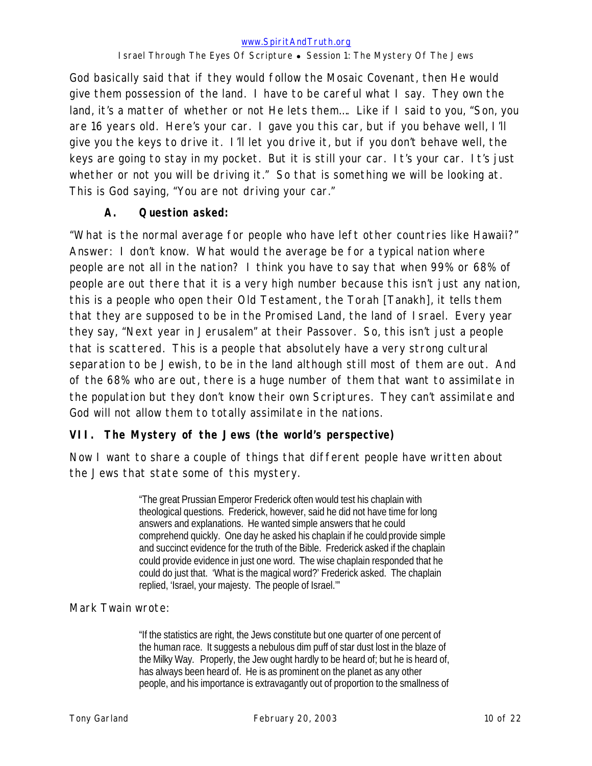God basically said that if they would follow the Mosaic Covenant, then He would give them possession of the land. I have to be careful what I say. They own the land, it's a matter of whether or not He lets them…. Like if I said to you, "Son, you are 16 years old. Here's your car. I gave you this car, but if you behave well, I'll give you the keys to drive it. I'll let you drive it, but if you don't behave well, the keys are going to stay in my pocket. But it is still your car. It's your car. It's just whether or not you will be driving it." So that is something we will be looking at. This is God saying, "You are not driving your car."

### A. Question asked:

"What is the normal average for people who have left other countries like Hawaii?" Answer: I don't know. What would the average be for a typical nation where people are not all in the nation? I think you have to say that when 99% or 68% of people are out there that it is a very high number because this isn't just any nation, this is a people who open their Old Testament, the Torah [Tanakh], it tells them that they are supposed to be in the Promised Land, the land of Israel. Every year they say, "Next year in Jerusalem" at their Passover. So, this isn't just a people that is scattered. This is a people that absolutely have a very strong cultural separation to be Jewish, to be in the land although still most of them are out. And of the 68% who are out, there is a huge number of them that want to assimilate in the population but they don't know their own Scriptures. They can't assimilate and God will not allow them to totally assimilate in the nations.

## VII. The Mystery of the Jews (the world's perspective)

Now I want to share a couple of things that different people have written about the Jews that state some of this mystery.

> "The great Prussian Emperor Frederick often would test his chaplain with theological questions. Frederick, however, said he did not have time for long answers and explanations. He wanted simple answers that he could comprehend quickly. One day he asked his chaplain if he could provide simple and succinct evidence for the truth of the Bible. Frederick asked if the chaplain could provide evidence in just one word. The wise chaplain responded that he could do just that. 'What is the magical word?' Frederick asked. The chaplain replied, 'Israel, your majesty. The people of Israel.'"

Mark Twain wrote:

> "If the statistics are right, the Jews constitute but one quarter of one percent of the human race. It suggests a nebulous dim puff of star dust lost in the blaze of the Milky Way. Properly, the Jew ought hardly to be heard of; but he is heard of, has always been heard of. He is as prominent on the planet as any other people, and his importance is extravagantly out of proportion to the smallness of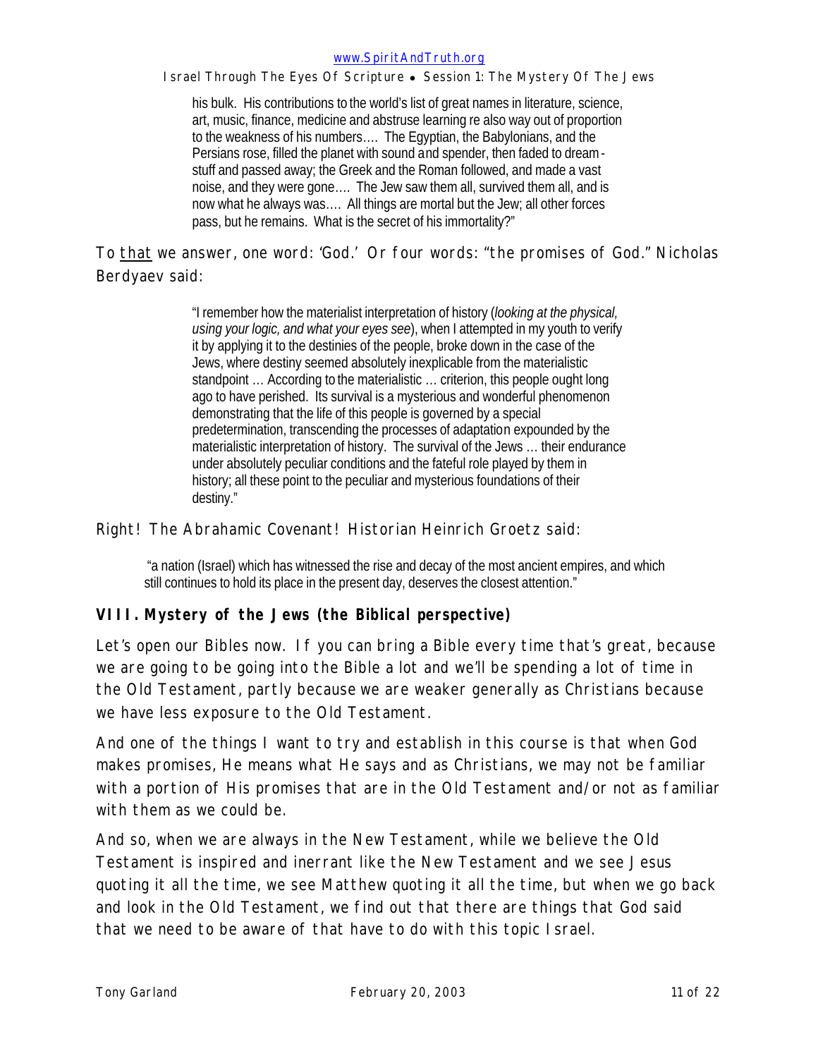> his bulk. His contributions to the world's list of great names in literature, science, art, music, finance, medicine and abstruse learning re also way out of proportion to the weakness of his numbers…. The Egyptian, the Babylonians, and the Persians rose, filled the planet with sound and spender, then faded to dream-stuff and passed away; the Greek and the Roman followed, and made a vast noise, and they were gone…. The Jew saw them all, survived them all, and is now what he always was…. All things are mortal but the Jew; all other forces pass, but he remains. What is the secret of his immortality?"

To <u>that</u> we answer, one word: 'God.' Or four words: "the promises of God." Nicholas Berdyaev said:

> "I remember how the materialist interpretation of history (*looking at the physical, using your logic, and what your eyes see*), when I attempted in my youth to verify it by applying it to the destinies of the people, broke down in the case of the Jews, where destiny seemed absolutely inexplicable from the materialistic standpoint … According to the materialistic … criterion, this people ought long ago to have perished. Its survival is a mysterious and wonderful phenomenon demonstrating that the life of this people is governed by a special predetermination, transcending the processes of adaptation expounded by the materialistic interpretation of history. The survival of the Jews … their endurance under absolutely peculiar conditions and the fateful role played by them in history; all these point to the peculiar and mysterious foundations of their destiny."

Right! The Abrahamic Covenant! Historian Heinrich Groetz said:

> "a nation (Israel) which has witnessed the rise and decay of the most ancient empires, and which still continues to hold its place in the present day, deserves the closest attention."

## VIII. Mystery of the Jews (the Biblical perspective)

Let's open our Bibles now. If you can bring a Bible every time that's great, because we are going to be going into the Bible a lot and we'll be spending a lot of time in the Old Testament, partly because we are weaker generally as Christians because we have less exposure to the Old Testament.

And one of the things I want to try and establish in this course is that when God makes promises, He means what He says and as Christians, we may not be familiar with a portion of His promises that are in the Old Testament and/or not as familiar with them as we could be.

And so, when we are always in the New Testament, while we believe the Old Testament is inspired and inerrant like the New Testament and we see Jesus quoting it all the time, we see Matthew quoting it all the time, but when we go back and look in the Old Testament, we find out that there are things that God said that we need to be aware of that have to do with this topic Israel.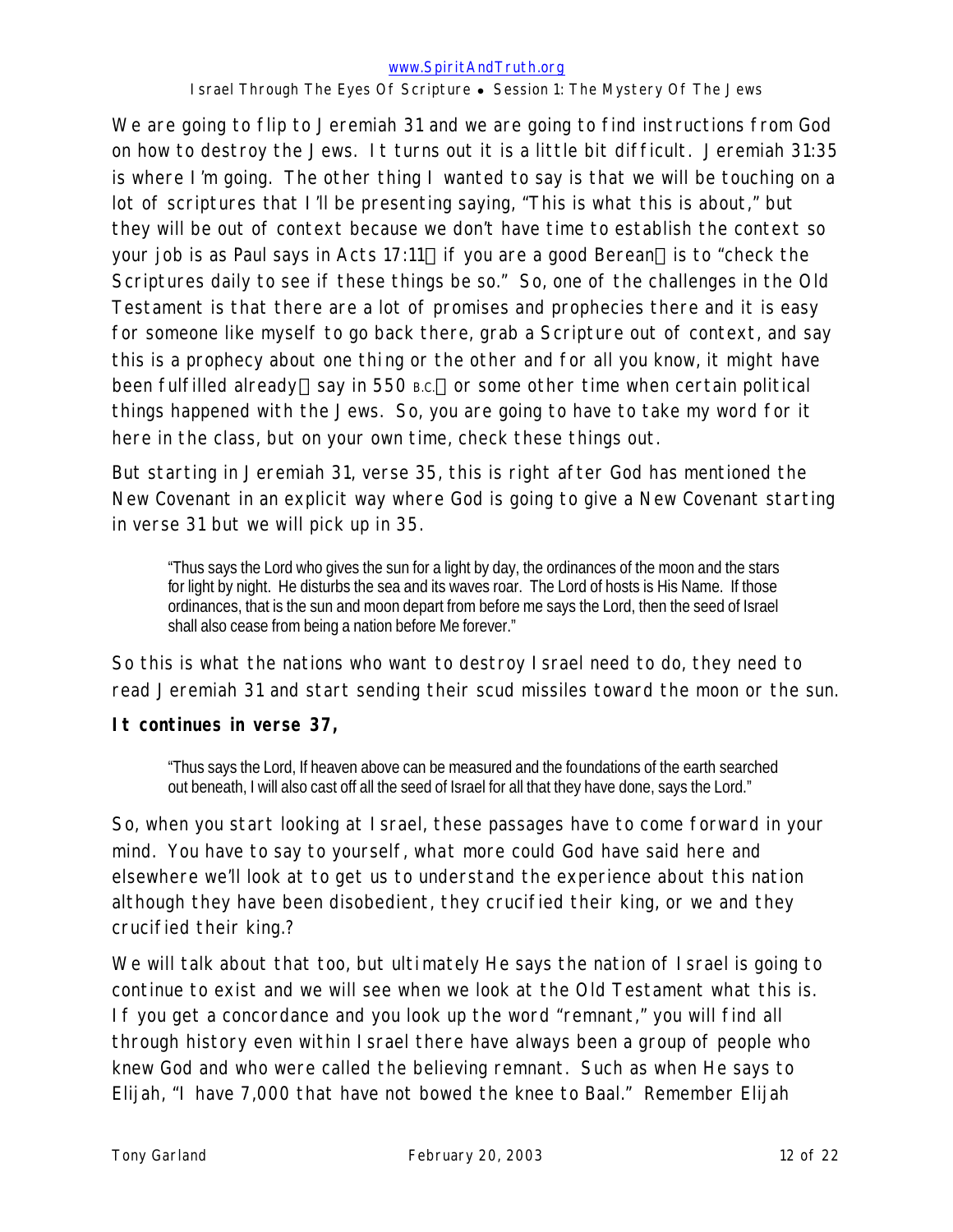We are going to flip to Jeremiah 31 and we are going to find instructions from God on how to destroy the Jews. It turns out it is a little bit difficult. Jeremiah 31:35 is where I'm going. The other thing I wanted to say is that we will be touching on a lot of scriptures that I'll be presenting saying, "This is what this is about," but they will be out of context because we don't have time to establish the context so your job is as Paul says in Acts 17:11 if you are a good Berean is to "check the Scriptures daily to see if these things be so." So, one of the challenges in the Old Testament is that there are a lot of promises and prophecies there and it is easy for someone like myself to go back there, grab a Scripture out of context, and say this is a prophecy about one thing or the other and for all you know, it might have been fulfilled already say in 550 B.C. or some other time when certain political things happened with the Jews. So, you are going to have to take my word for it here in the class, but on your own time, check these things out.

But starting in Jeremiah 31, verse 35, this is right after God has mentioned the New Covenant in an explicit way where God is going to give a New Covenant starting in verse 31 but we will pick up in 35.

> "Thus says the Lord who gives the sun for a light by day, the ordinances of the moon and the stars for light by night. He disturbs the sea and its waves roar. The Lord of hosts is His Name. If those ordinances, that is the sun and moon depart from before me says the Lord, then the seed of Israel shall also cease from being a nation before Me forever."

So this is what the nations who want to destroy Israel need to do, they need to read Jeremiah 31 and start sending their scud missiles toward the moon or the sun.

**It continues in verse 37,**

> "Thus says the Lord, If heaven above can be measured and the foundations of the earth searched out beneath, I will also cast off all the seed of Israel for all that they have done, says the Lord."

So, when you start looking at Israel, these passages have to come forward in your mind. You have to say to yourself, what more could God have said here and elsewhere we'll look at to get us to understand the experience about this nation although they have been disobedient, they crucified their king, or we and they crucified their king.?

We will talk about that too, but ultimately He says the nation of Israel is going to continue to exist and we will see when we look at the Old Testament what this is. If you get a concordance and you look up the word "remnant," you will find all through history even within Israel there have always been a group of people who knew God and who were called the believing remnant. Such as when He says to Elijah, "I have 7,000 that have not bowed the knee to Baal." Remember Elijah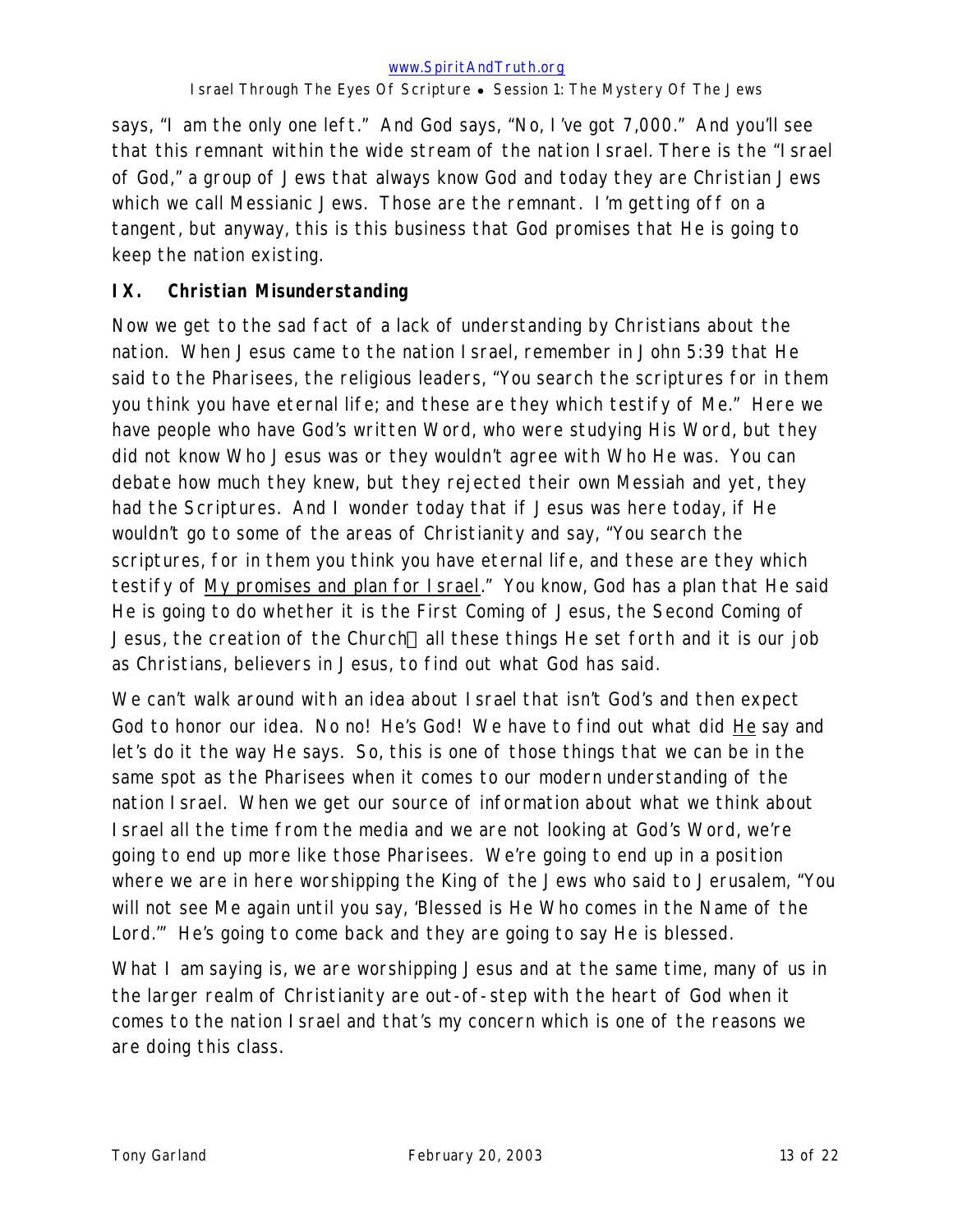says, "I am the only one left." And God says, "No, I've got 7,000." And you'll see that this remnant within the wide stream of the nation Israel. There is the "Israel of God," a group of Jews that always know God and today they are Christian Jews which we call Messianic Jews. Those are the remnant. I'm getting off on a tangent, but anyway, this is this business that God promises that He is going to keep the nation existing.

### IX. *Christian Misunderstanding*

Now we get to the sad fact of a lack of understanding by Christians about the nation. When Jesus came to the nation Israel, remember in John 5:39 that He said to the Pharisees, the religious leaders, "You search the scriptures for in them you think you have eternal life; and these are they which testify of Me." Here we have people who have God's written Word, who were studying His Word, but they did not know Who Jesus was or they wouldn't agree with Who He was. You can debate how much they knew, but they rejected their own Messiah and yet, they had the Scriptures. And I wonder today that if Jesus was here today, if He wouldn't go to some of the areas of Christianity and say, "You search the scriptures, for in them you think you have eternal life, and these are they which testify of <u>My promises and plan for Israel</u>." You know, God has a plan that He said He is going to do whether it is the First Coming of Jesus, the Second Coming of Jesus, the creation of the Church—all these things He set forth and it is our job as Christians, believers in Jesus, to find out what God has said.

We can't walk around with an idea about Israel that isn't God's and then expect God to honor our idea. No no! He's God! We have to find out what did <u>He</u> say and let's do it the way He says. So, this is one of those things that we can be in the same spot as the Pharisees when it comes to our modern understanding of the nation Israel. When we get our source of information about what we think about Israel all the time from the media and we are not looking at God's Word, we're going to end up more like those Pharisees. We're going to end up in a position where we are in here worshipping the King of the Jews who said to Jerusalem, "You will not see Me again until you say, 'Blessed is He Who comes in the Name of the Lord.'" He's going to come back and they are going to say He is blessed.

What I am saying is, we are worshipping Jesus and at the same time, many of us in the larger realm of Christianity are out-of-step with the heart of God when it comes to the nation Israel and that's my concern which is one of the reasons we are doing this class.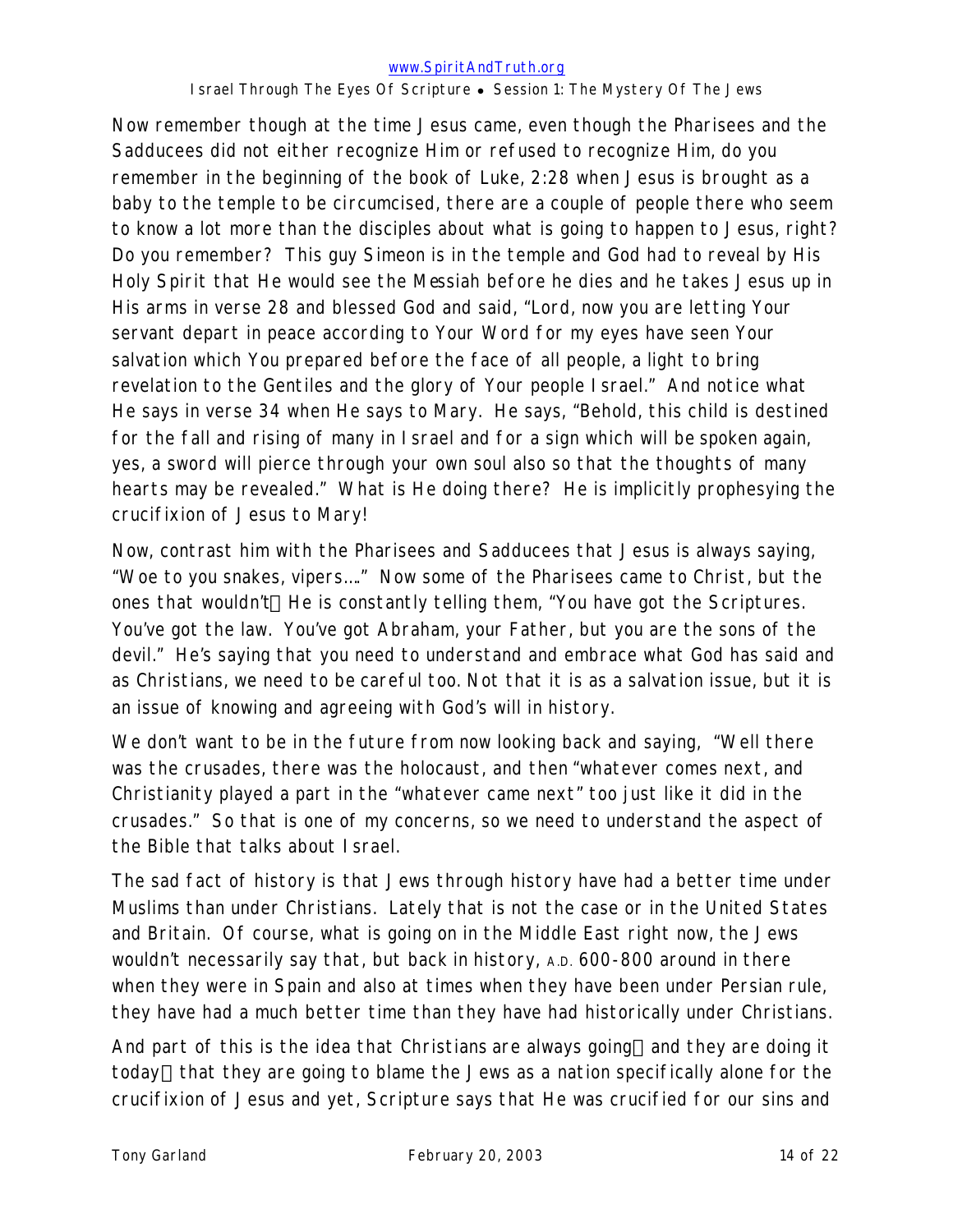Now remember though at the time Jesus came, even though the Pharisees and the Sadducees did not either recognize Him or refused to recognize Him, do you remember in the beginning of the book of Luke, 2:28 when Jesus is brought as a baby to the temple to be circumcised, there are a couple of people there who seem to know a lot more than the disciples about what is going to happen to Jesus, right? Do you remember? This guy Simeon is in the temple and God had to reveal by His Holy Spirit that He would see the Messiah before he dies and he takes Jesus up in His arms in verse 28 and blessed God and said, "Lord, now you are letting Your servant depart in peace according to Your Word for my eyes have seen Your salvation which You prepared before the face of all people, a light to bring revelation to the Gentiles and the glory of Your people Israel." And notice what He says in verse 34 when He says to Mary. He says, "Behold, this child is destined for the fall and rising of many in Israel and for a sign which will be spoken again, yes, a sword will pierce through your own soul also so that the thoughts of many hearts may be revealed." What is He doing there? He is implicitly prophesying the crucifixion of Jesus to Mary!

Now, contrast him with the Pharisees and Sadducees that Jesus is always saying, "Woe to you snakes, vipers…." Now some of the Pharisees came to Christ, but the ones that wouldn't He is constantly telling them, "You have got the Scriptures. You've got the law. You've got Abraham, your Father, but you are the sons of the devil." He's saying that you need to understand and embrace what God has said and as Christians, we need to be careful too. Not that it is as a salvation issue, but it is an issue of knowing and agreeing with God's will in history.

We don't want to be in the future from now looking back and saying, "Well there was the crusades, there was the holocaust, and then "whatever comes next, and Christianity played a part in the "whatever came next" too just like it did in the crusades." So that is one of my concerns, so we need to understand the aspect of the Bible that talks about Israel.

The sad fact of history is that Jews through history have had a better time under Muslims than under Christians. Lately that is not the case or in the United States and Britain. Of course, what is going on in the Middle East right now, the Jews wouldn't necessarily say that, but back in history, A.D. 600-800 around in there when they were in Spain and also at times when they have been under Persian rule, they have had a much better time than they have had historically under Christians.

And part of this is the idea that Christians are always going and they are doing it today that they are going to blame the Jews as a nation specifically alone for the crucifixion of Jesus and yet, Scripture says that He was crucified for our sins and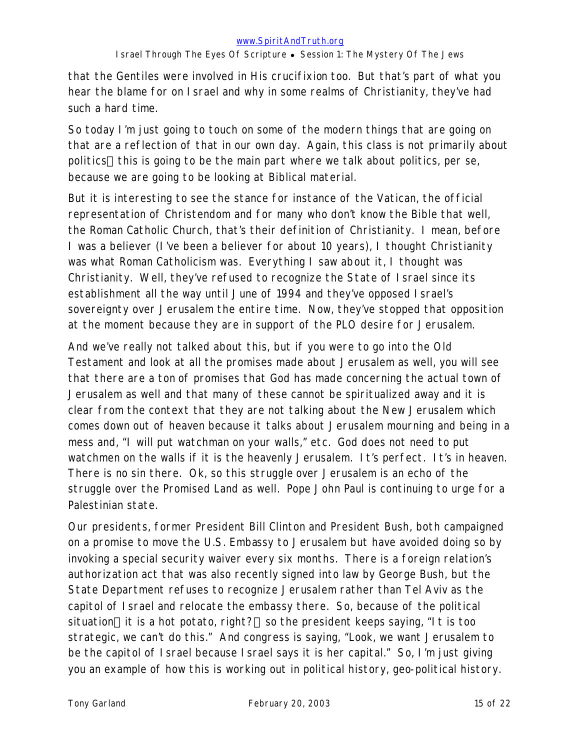that the Gentiles were involved in His crucifixion too. But that's part of what you hear the blame for on Israel and why in some realms of Christianity, they've had such a hard time.

So today I'm just going to touch on some of the modern things that are going on that are a reflection of that in our own day. Again, this class is not primarily about politics this is going to be the main part where we talk about politics, per se, because we are going to be looking at Biblical material.

But it is interesting to see the stance for instance of the Vatican, the official representation of Christendom and for many who don't know the Bible that well, the Roman Catholic Church, that's their definition of Christianity. I mean, before I was a believer (I've been a believer for about 10 years), I thought Christianity was what Roman Catholicism was. Everything I saw about it, I thought was Christianity. Well, they've refused to recognize the State of Israel since its establishment all the way until June of 1994 and they've opposed Israel's sovereignty over Jerusalem the entire time. Now, they've stopped that opposition at the moment because they are in support of the PLO desire for Jerusalem.

And we've really not talked about this, but if you were to go into the Old Testament and look at all the promises made about Jerusalem as well, you will see that there are a ton of promises that God has made concerning the actual town of Jerusalem as well and that many of these cannot be spiritualized away and it is clear from the context that they are not talking about the New Jerusalem which comes down out of heaven because it talks about Jerusalem mourning and being in a mess and, "I will put watchman on your walls," etc. God does not need to put watchmen on the walls if it is the heavenly Jerusalem. It's perfect. It's in heaven. There is no sin there. Ok, so this struggle over Jerusalem is an echo of the struggle over the Promised Land as well. Pope John Paul is continuing to urge for a Palestinian state.

Our presidents, former President Bill Clinton and President Bush, both campaigned on a promise to move the U.S. Embassy to Jerusalem but have avoided doing so by invoking a special security waiver every six months. There is a foreign relation's authorization act that was also recently signed into law by George Bush, but the State Department refuses to recognize Jerusalem rather than Tel Aviv as the capitol of Israel and relocate the embassy there. So, because of the political situation it is a hot potato, right? so the president keeps saying, "It is too strategic, we can't do this." And congress is saying, "Look, we want Jerusalem to be the capitol of Israel because Israel says it is her capital." So, I'm just giving you an example of how this is working out in political history, geo-political history.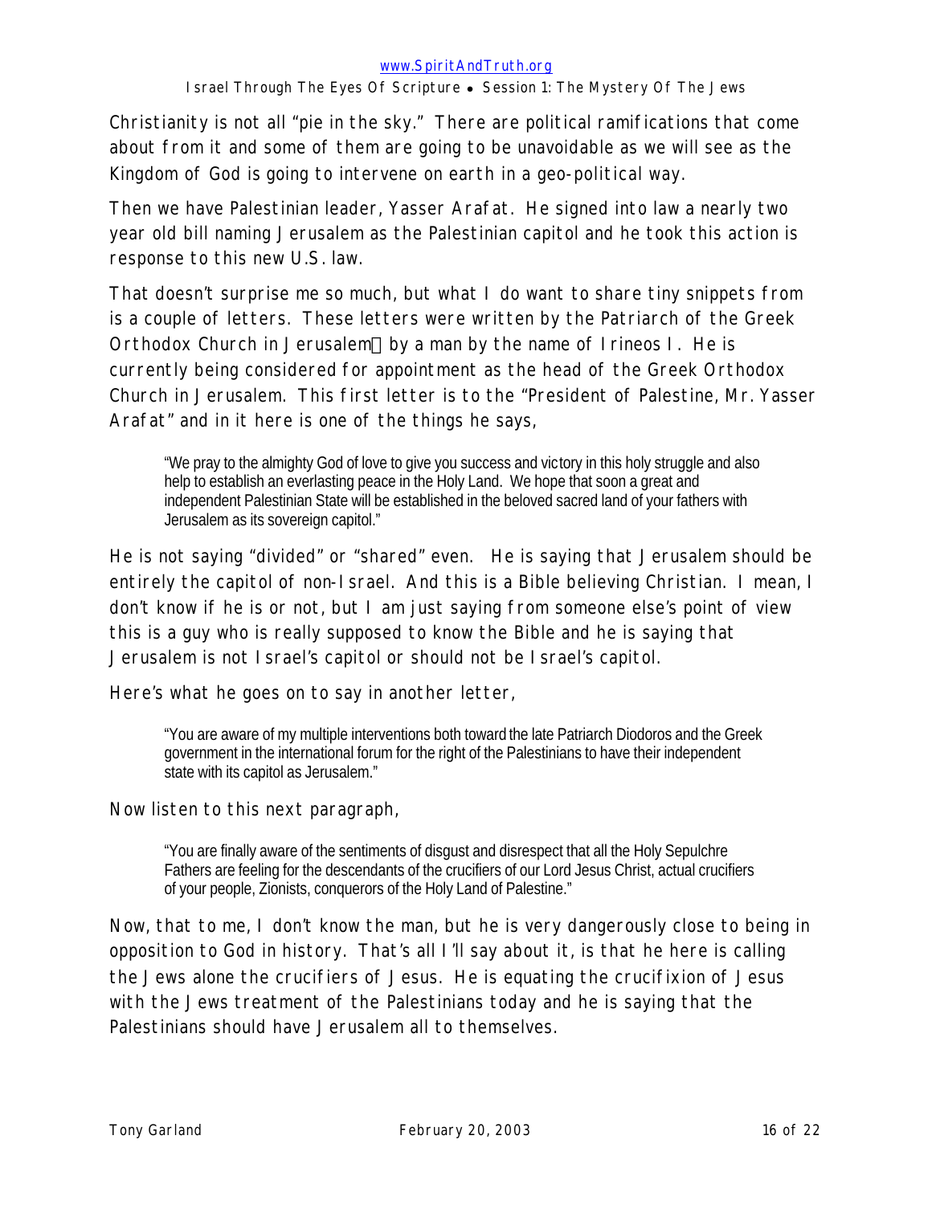Christianity is not all "pie in the sky." There are political ramifications that come about from it and some of them are going to be unavoidable as we will see as the Kingdom of God is going to intervene on earth in a geo-political way.

Then we have Palestinian leader, Yasser Arafat. He signed into law a nearly two year old bill naming Jerusalem as the Palestinian capitol and he took this action is response to this new U.S. law.

That doesn't surprise me so much, but what I do want to share tiny snippets from is a couple of letters. These letters were written by the Patriarch of the Greek Orthodox Church in Jerusalem by a man by the name of Irineos I. He is currently being considered for appointment as the head of the Greek Orthodox Church in Jerusalem. This first letter is to the "President of Palestine, Mr. Yasser Arafat" and in it here is one of the things he says,

> "We pray to the almighty God of love to give you success and victory in this holy struggle and also help to establish an everlasting peace in the Holy Land. We hope that soon a great and independent Palestinian State will be established in the beloved sacred land of your fathers with Jerusalem as its sovereign capitol."

He is not saying "divided" or "shared" even. He is saying that Jerusalem should be entirely the capitol of non-Israel. And this is a Bible believing Christian. I mean, I don't know if he is or not, but I am just saying from someone else's point of view this is a guy who is really supposed to know the Bible and he is saying that Jerusalem is not Israel's capitol or should not be Israel's capitol.

Here's what he goes on to say in another letter,

> "You are aware of my multiple interventions both toward the late Patriarch Diodoros and the Greek government in the international forum for the right of the Palestinians to have their independent state with its capitol as Jerusalem."

Now listen to this next paragraph,

> "You are finally aware of the sentiments of disgust and disrespect that all the Holy Sepulchre Fathers are feeling for the descendants of the crucifiers of our Lord Jesus Christ, actual crucifiers of your people, Zionists, conquerors of the Holy Land of Palestine."

Now, that to me, I don't know the man, but he is very dangerously close to being in opposition to God in history. That's all I'll say about it, is that he here is calling the Jews alone the crucifiers of Jesus. He is equating the crucifixion of Jesus with the Jews treatment of the Palestinians today and he is saying that the Palestinians should have Jerusalem all to themselves.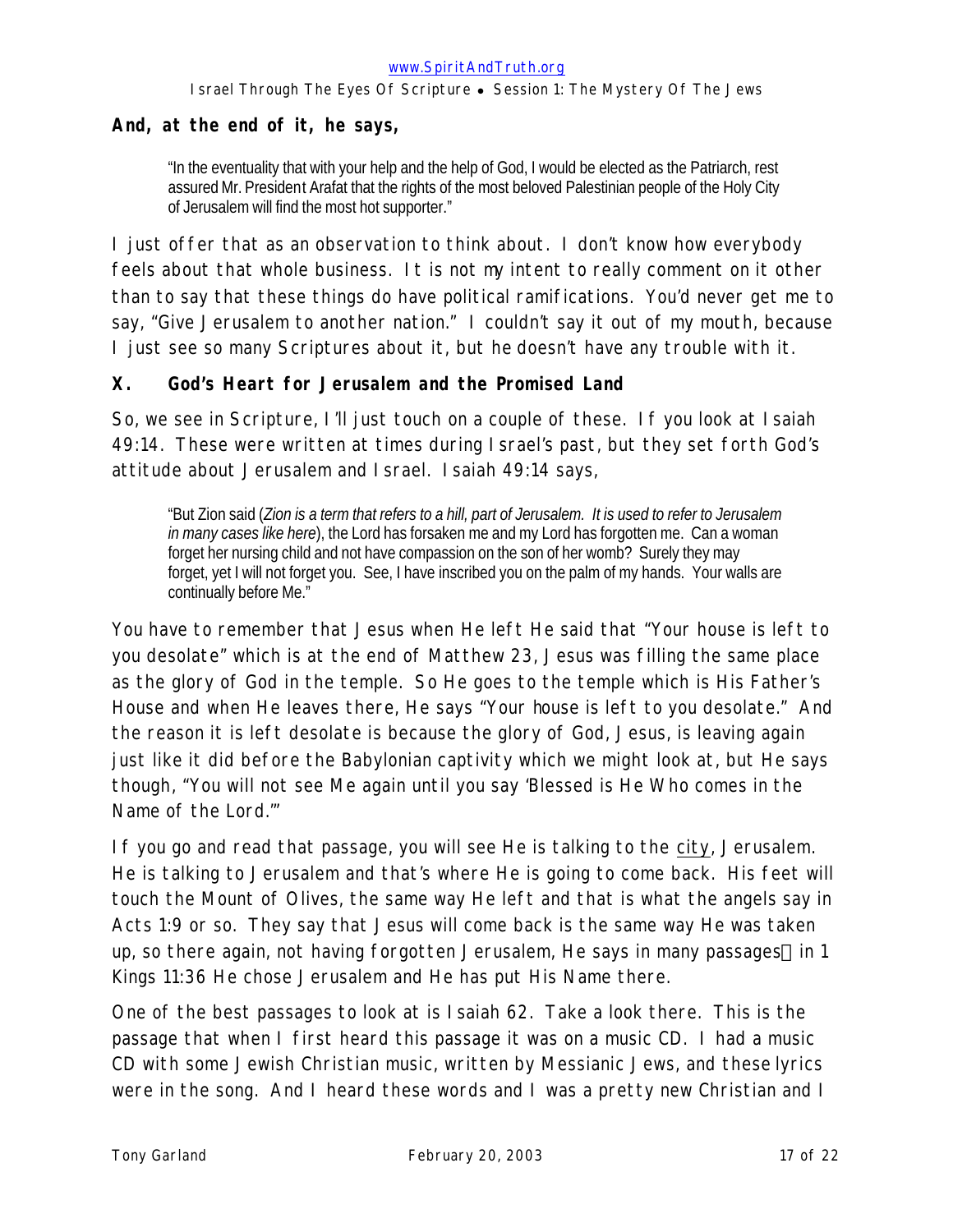**And, at the end of it, he says,**

> "In the eventuality that with your help and the help of God, I would be elected as the Patriarch, rest assured Mr. President Arafat that the rights of the most beloved Palestinian people of the Holy City of Jerusalem will find the most hot supporter."

I just offer that as an observation to think about. I don't know how everybody feels about that whole business. It is not *my* intent to really comment on it other than to say that these things do have political ramifications. You'd never get me to say, "Give Jerusalem to another nation." I couldn't say it out of my mouth, because I just see so many Scriptures about it, but he doesn't have any trouble with it.

## X. God's Heart for Jerusalem and the Promised Land

So, we see in Scripture, I'll just touch on a couple of these. If you look at Isaiah 49:14. These were written at times during Israel's past, but they set forth God's attitude about Jerusalem and Israel. Isaiah 49:14 says,

> "But Zion said (*Zion is a term that refers to a hill, part of Jerusalem. It is used to refer to Jerusalem in many cases like here*), the Lord has forsaken me and my Lord has forgotten me. Can a woman forget her nursing child and not have compassion on the son of her womb? Surely they may forget, yet I will not forget you. See, I have inscribed you on the palm of my hands. Your walls are continually before Me."

You have to remember that Jesus when He left He said that "Your house is left to you desolate" which is at the end of Matthew 23, Jesus was filling the same place as the glory of God in the temple. So He goes to the temple which is His Father's House and when He leaves there, He says "Your house is left to you desolate." And the reason it is left desolate is because the glory of God, Jesus, is leaving again just like it did before the Babylonian captivity which we might look at, but He says though, "You will not see Me again until you say 'Blessed is He Who comes in the Name of the Lord.'"

If you go and read that passage, you will see He is talking to the city, Jerusalem. He is talking to Jerusalem and that's where He is going to come back. His feet will touch the Mount of Olives, the same way He left and that is what the angels say in Acts 1:9 or so. They say that Jesus will come back is the same way He was taken up, so there again, not having forgotten Jerusalem, He says in many passages in 1 Kings 11:36 He chose Jerusalem and He has put His Name there.

One of the best passages to look at is Isaiah 62. Take a look there. This is the passage that when I first heard this passage it was on a music CD. I had a music CD with some Jewish Christian music, written by Messianic Jews, and these lyrics were in the song. And I heard these words and I was a pretty new Christian and I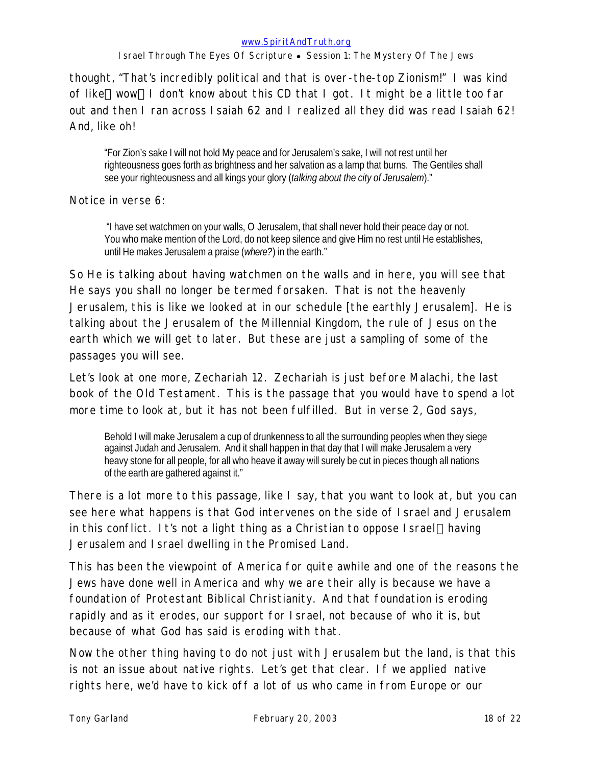thought, "That's incredibly political and that is over-the-top Zionism!" I was kind of like wow I don't know about this CD that I got. It might be a little too far out and then I ran across Isaiah 62 and I realized all they did was read Isaiah 62! And, like oh!

> "For Zion's sake I will not hold My peace and for Jerusalem's sake, I will not rest until her righteousness goes forth as brightness and her salvation as a lamp that burns. The Gentiles shall see your righteousness and all kings your glory (*talking about the city of Jerusalem*)."

Notice in verse 6:

> "I have set watchmen on your walls, O Jerusalem, that shall never hold their peace day or not. You who make mention of the Lord, do not keep silence and give Him no rest until He establishes, until He makes Jerusalem a praise (*where?*) in the earth."

So He is talking about having watchmen on the walls and in here, you will see that He says you shall no longer be termed forsaken. That is not the heavenly Jerusalem, this is like we looked at in our schedule [the earthly Jerusalem]. He is talking about the Jerusalem of the Millennial Kingdom, the rule of Jesus on the earth which we will get to later. But these are just a sampling of some of the passages you will see.

Let's look at one more, Zechariah 12. Zechariah is just before Malachi, the last book of the Old Testament. This is the passage that you would have to spend a lot more time to look at, but it has not been fulfilled. But in verse 2, God says,

> Behold I will make Jerusalem a cup of drunkenness to all the surrounding peoples when they siege against Judah and Jerusalem. And it shall happen in that day that I will make Jerusalem a very heavy stone for all people, for all who heave it away will surely be cut in pieces though all nations of the earth are gathered against it."

There is a lot more to this passage, like I say, that you want to look at, but you can see here what happens is that God intervenes on the side of Israel and Jerusalem in this conflict. It's not a light thing as a Christian to oppose Israel having Jerusalem and Israel dwelling in the Promised Land.

This has been the viewpoint of America for quite awhile and one of the reasons the Jews have done well in America and why we are their ally is because we have a foundation of Protestant Biblical Christianity. And that foundation is eroding rapidly and as it erodes, our support for Israel, not because of who it is, but because of what God has said is eroding with that.

Now the other thing having to do not just with Jerusalem but the land, is that this is not an issue about native rights. Let's get that clear. If we applied native rights here, we'd have to kick off a lot of us who came in from Europe or our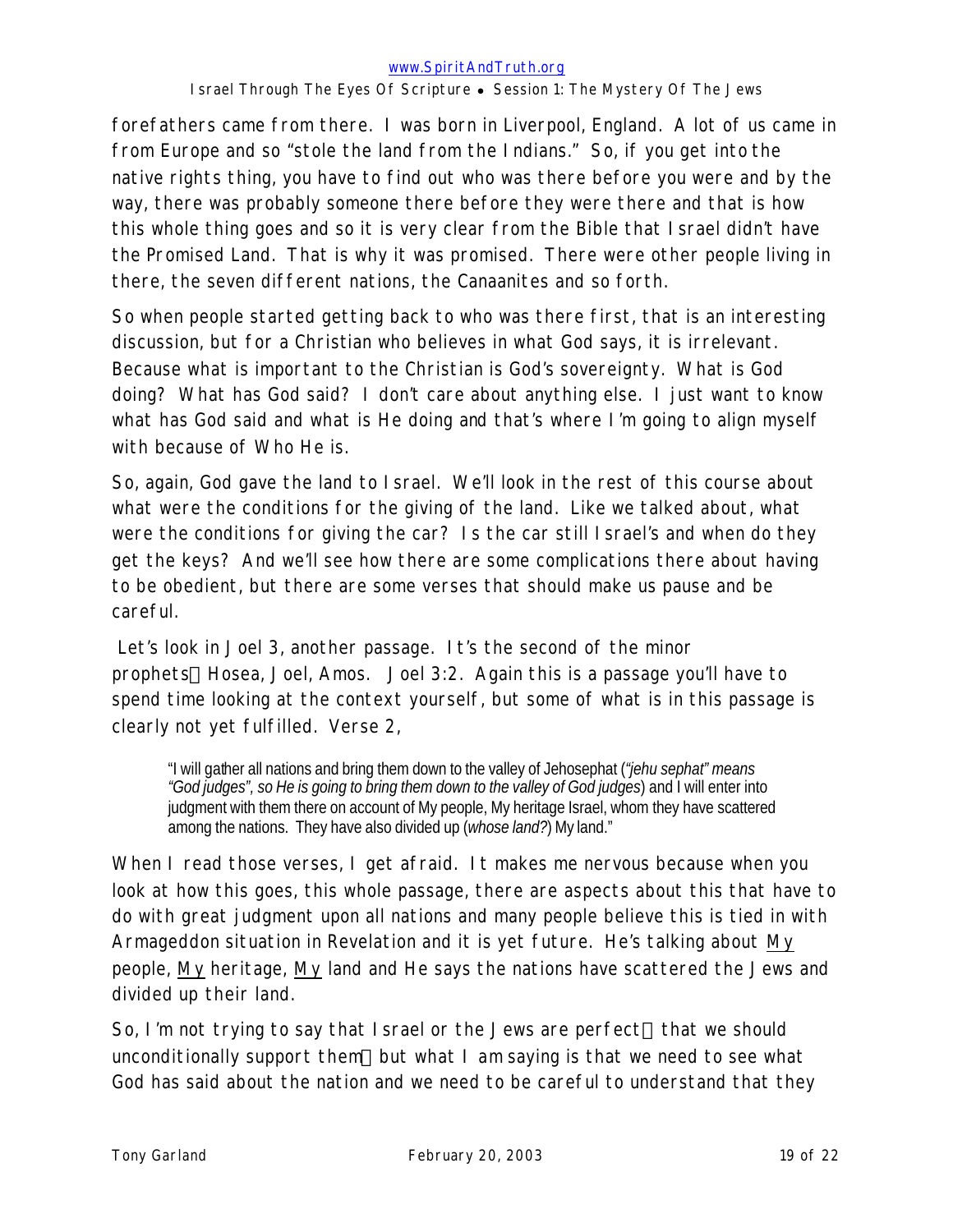forefathers came from there. I was born in Liverpool, England. A lot of us came in from Europe and so "stole the land from the Indians." So, if you get into the native rights thing, you have to find out who was there before you were and by the way, there was probably someone there before they were there and that is how this whole thing goes and so it is very clear from the Bible that Israel didn't have the Promised Land. That is why it was promised. There were other people living in there, the seven different nations, the Canaanites and so forth.

So when people started getting back to who was there first, that is an interesting discussion, but for a Christian who believes in what God says, it is irrelevant. Because what is important to the Christian is God's sovereignty. What is God doing? What has God said? I don't care about anything else. I just want to know what has God said and what is He doing and that's where I'm going to align myself with because of Who He is.

So, again, God gave the land to Israel. We'll look in the rest of this course about what were the conditions for the giving of the land. Like we talked about, what were the conditions for giving the car? Is the car still Israel's and when do they get the keys? And we'll see how there are some complications there about having to be obedient, but there are some verses that should make us pause and be careful.

Let's look in Joel 3, another passage. It's the second of the minor prophets—Hosea, Joel, Amos. Joel 3:2. Again this is a passage you'll have to spend time looking at the context yourself, but some of what is in this passage is clearly not yet fulfilled. Verse 2,

> "I will gather all nations and bring them down to the valley of Jehosephat (*"jehu sephat" means "God judges", so He is going to bring them down to the valley of God judges*) and I will enter into judgment with them there on account of My people, My heritage Israel, whom they have scattered among the nations. They have also divided up (*whose land?*) My land."

When I read those verses, I get afraid. It makes me nervous because when you look at how this goes, this whole passage, there are aspects about this that have to do with great judgment upon all nations and many people believe this is tied in with Armageddon situation in Revelation and it is yet future. He's talking about <u>My</u> people, <u>My</u> heritage, <u>My</u> land and He says the nations have scattered the Jews and divided up their land.

So, I'm not trying to say that Israel or the Jews are perfect—that we should unconditionally support them—but what I am saying is that we need to see what God has said about the nation and we need to be careful to understand that they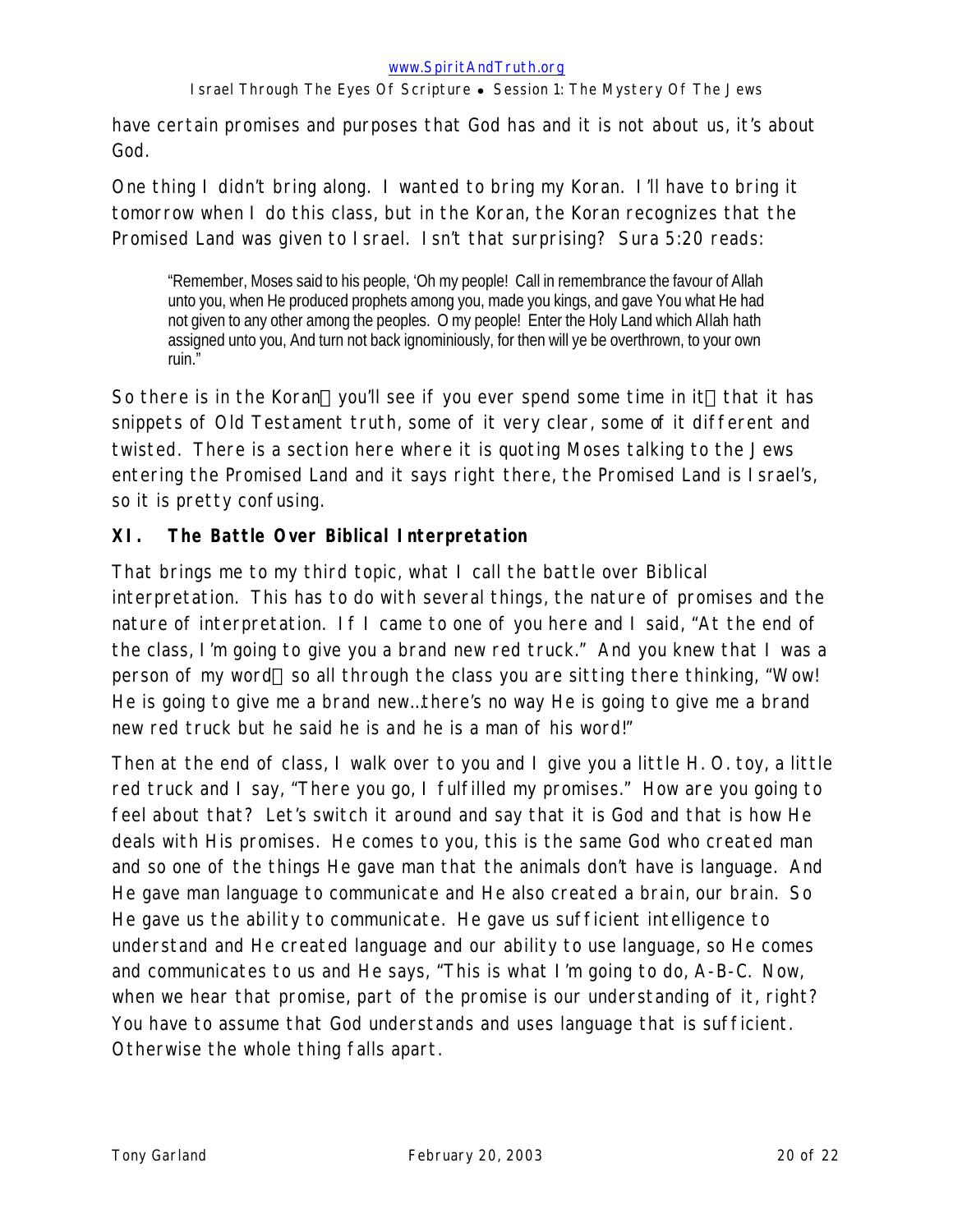have certain promises and purposes that God has and it is not about us, it's about God.

One thing I didn't bring along. I wanted to bring my Koran. I'll have to bring it tomorrow when I do this class, but in the Koran, the Koran recognizes that the Promised Land was given to Israel. Isn't that surprising? Sura 5:20 reads:

> "Remember, Moses said to his people, 'Oh my people! Call in remembrance the favour of Allah unto you, when He produced prophets among you, made you kings, and gave You what He had not given to any other among the peoples. O my people! Enter the Holy Land which Allah hath assigned unto you, And turn not back ignominiously, for then will ye be overthrown, to your own ruin."

So there is in the Koran you'll see if you ever spend some time in it that it has snippets of Old Testament truth, some of it very clear, some of it different and twisted. There is a section here where it is quoting Moses talking to the Jews entering the Promised Land and it says right there, the Promised Land is Israel's, so it is pretty confusing.

### XI. The Battle Over Biblical Interpretation

That brings me to my third topic, what I call the battle over Biblical interpretation. This has to do with several things, the nature of promises and the nature of interpretation. If I came to one of you here and I said, "At the end of the class, I'm going to give you a brand new red truck." And you knew that I was a person of my word so all through the class you are sitting there thinking, "Wow! He is going to give me a brand new…there's no way He is going to give me a brand new red truck but he said he is and he is a man of his word!"

Then at the end of class, I walk over to you and I give you a little H. O. toy, a little red truck and I say, "There you go, I fulfilled my promises." How are you going to feel about that? Let's switch it around and say that it is God and that is how He deals with His promises. He comes to you, this is the same God who created man and so one of the things He gave man that the animals don't have is language. And He gave man language to communicate and He also created a brain, our brain. So He gave us the ability to communicate. He gave us sufficient intelligence to understand and He created language and our ability to use language, so He comes and communicates to us and He says, "This is what I'm going to do, A-B-C. Now, when we hear that promise, part of the promise is our understanding of it, right? You have to assume that God understands and uses language that is sufficient. Otherwise the whole thing falls apart.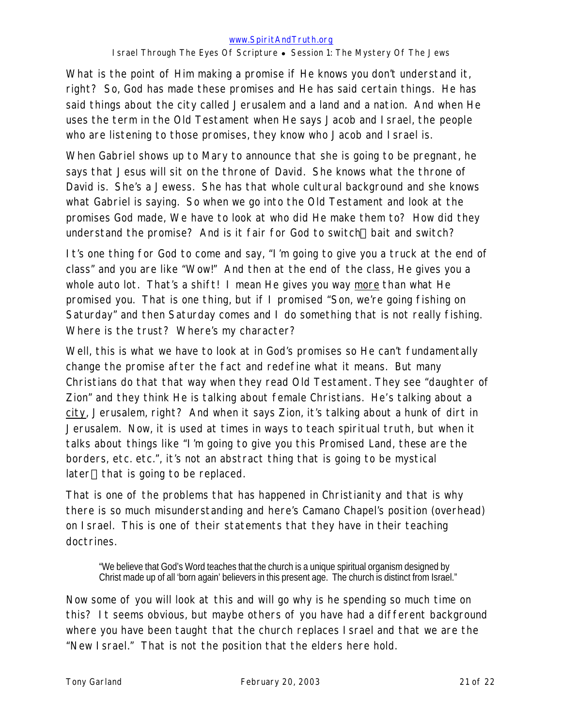What is the point of Him making a promise if He knows you don't understand it, right? So, God has made these promises and He has said certain things. He has said things about the city called Jerusalem and a land and a nation. And when He uses the term in the Old Testament when He says Jacob and Israel, the people who are listening to those promises, they know who Jacob and Israel is.

When Gabriel shows up to Mary to announce that she is going to be pregnant, he says that Jesus will sit on the throne of David. She knows what the throne of David is. She's a Jewess. She has that whole cultural background and she knows what Gabriel is saying. So when we go into the Old Testament and look at the promises God made, We have to look at who did He make them to? How did they understand the promise? And is it fair for God to switch bait and switch?

It's one thing for God to come and say, "I'm going to give you a truck at the end of class" and you are like "Wow!" And then at the end of the class, He gives you a whole auto lot. That's a shift! I mean He gives you way more than what He promised you. That is one thing, but if I promised "Son, we're going fishing on Saturday" and then Saturday comes and I do something that is not really fishing. Where is the trust? Where's my character?

Well, this is what we have to look at in God's promises so He can't fundamentally change the promise after the fact and redefine what it means. But many Christians do that that way when they read Old Testament. They see "daughter of Zion" and they think He is talking about female Christians. He's talking about a city, Jerusalem, right? And when it says Zion, it's talking about a hunk of dirt in Jerusalem. Now, it is used at times in ways to teach spiritual truth, but when it talks about things like "I'm going to give you this Promised Land, these are the borders, etc. etc.", it's not an abstract thing that is going to be mystical later that is going to be replaced.

That is one of the problems that has happened in Christianity and that is why there is so much misunderstanding and here's Camano Chapel's position (overhead) on Israel. This is one of their statements that they have in their teaching doctrines.

> "We believe that God's Word teaches that the church is a unique spiritual organism designed by Christ made up of all 'born again' believers in this present age. The church is distinct from Israel."

Now some of you will look at this and will go why is he spending so much time on this? It seems obvious, but maybe others of you have had a different background where you have been taught that the church replaces Israel and that we are the "New Israel." That is not the position that the elders here hold.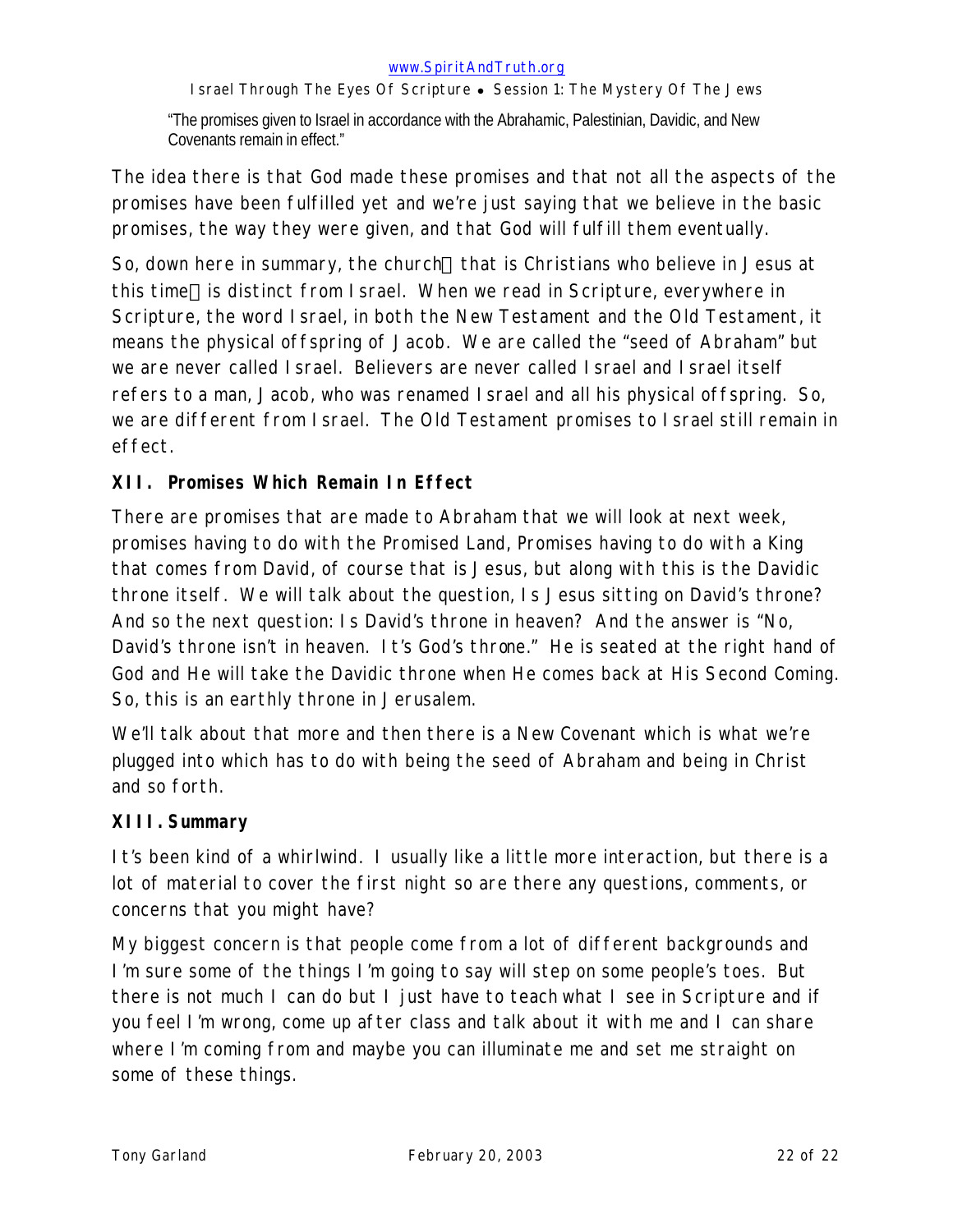"The promises given to Israel in accordance with the Abrahamic, Palestinian, Davidic, and New Covenants remain in effect."

The idea there is that God made these promises and that not all the aspects of the promises have been fulfilled yet and we're just saying that we believe in the basic promises, the way they were given, and that God will fulfill them eventually.

So, down here in summary, the church that is Christians who believe in Jesus at this time is distinct from Israel. When we read in Scripture, everywhere in Scripture, the word Israel, in both the New Testament and the Old Testament, it means the physical offspring of Jacob. We are called the "seed of Abraham" but we are never called Israel. Believers are never called Israel and Israel itself refers to a man, Jacob, who was renamed Israel and all his physical offspring. So, we are different from Israel. The Old Testament promises to Israel still remain in effect.

**XII. Promises Which Remain In Effect**

There are promises that are made to Abraham that we will look at next week, promises having to do with the Promised Land, Promises having to do with a King that comes from David, of course that is Jesus, but along with this is the Davidic throne itself. We will talk about the question, Is Jesus sitting on David's throne? And so the next question: Is David's throne in heaven? And the answer is "No, David's throne isn't in heaven. It's God's throne." He is seated at the right hand of God and He will take the Davidic throne when He comes back at His Second Coming. So, this is an earthly throne in Jerusalem.

We'll talk about that more and then there is a New Covenant which is what we're plugged into which has to do with being the seed of Abraham and being in Christ and so forth.

**XIII. Summary**

It's been kind of a whirlwind. I usually like a little more interaction, but there is a lot of material to cover the first night so are there any questions, comments, or concerns that you might have?

My biggest concern is that people come from a lot of different backgrounds and I'm sure some of the things I'm going to say will step on some people's toes. But there is not much I can do but I just have to teach what I see in Scripture and if you feel I'm wrong, come up after class and talk about it with me and I can share where I'm coming from and maybe you can illuminate me and set me straight on some of these things.